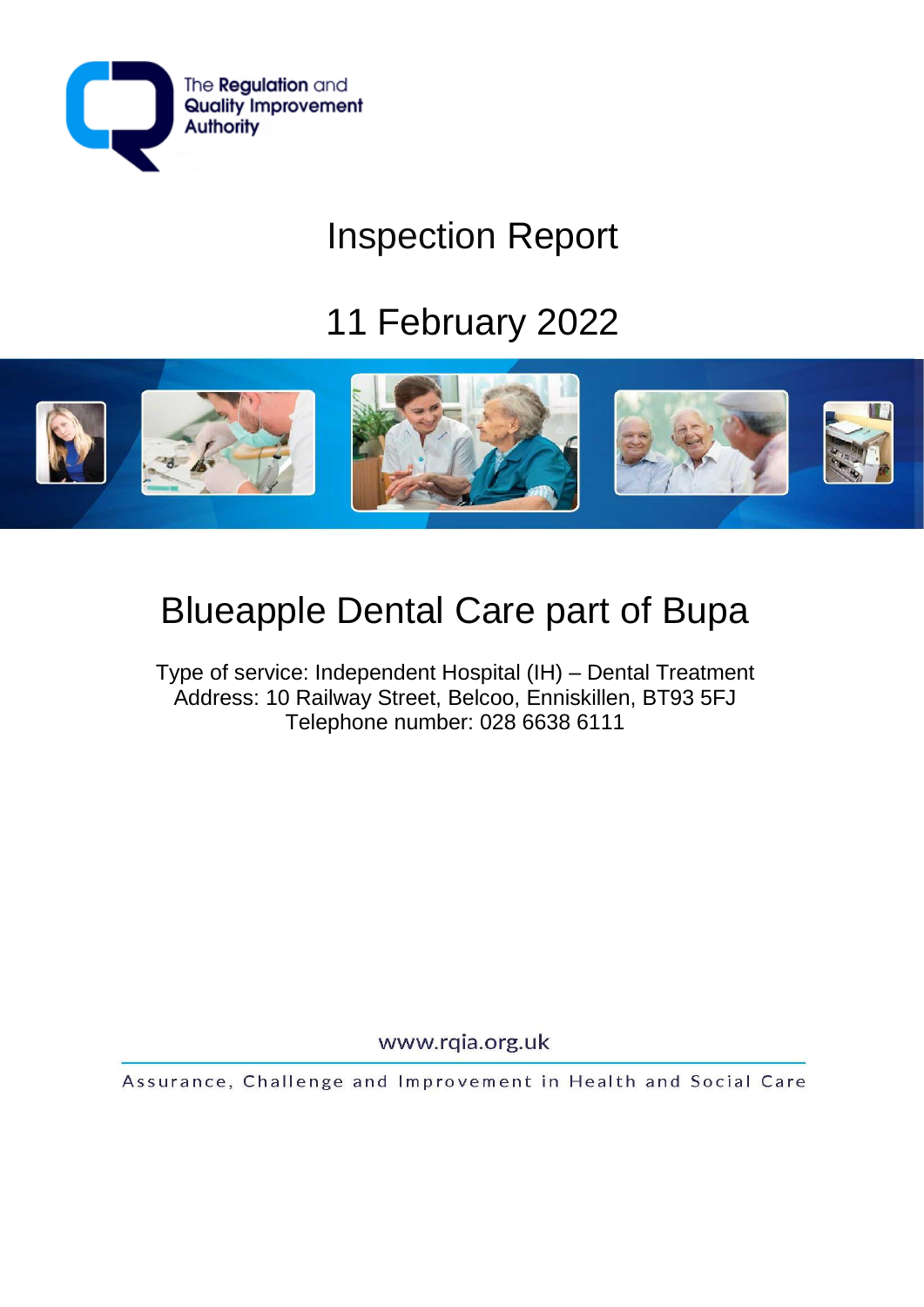The Regulation and Quality Improvement Authority

# Inspection Report

## 11 February 2022

# Blueapple Dental Care part of Bupa

Type of service: Independent Hospital (IH) – Dental Treatment
Address: 10 Railway Street, Belcoo, Enniskillen, BT93 5FJ
Telephone number: 028 6638 6111

www.rqia.org.uk

Assurance, Challenge and Improvement in Health and Social Care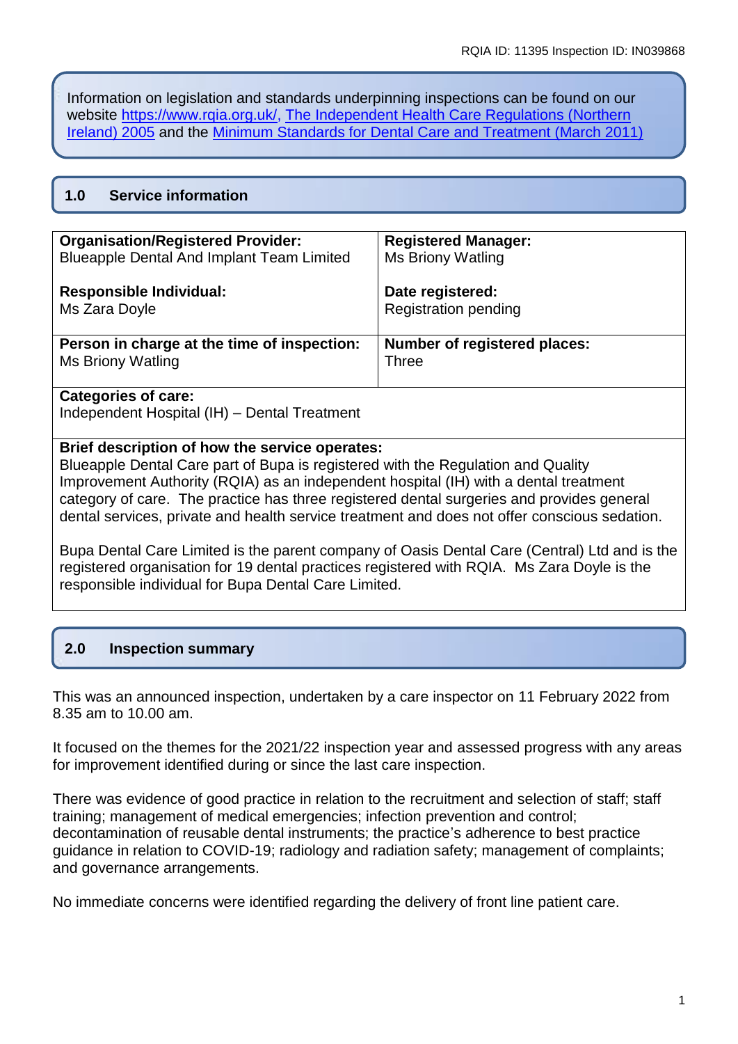Information on legislation and standards underpinning inspections can be found on our website [https://www.rqia.org.uk/](https://www.rqia.org.uk/), The Independent Health Care Regulations (Northern Ireland) 2005 and the Minimum Standards for Dental Care and Treatment (March 2011)

## 1.0 Service information

| **Organisation/Registered Provider:**<br>Blueapple Dental And Implant Team Limited<br><br>**Responsible Individual:**<br>Ms Zara Doyle | **Registered Manager:**<br>Ms Briony Watling<br><br>**Date registered:**<br>Registration pending |
|---|---|
| **Person in charge at the time of inspection:**<br>Ms Briony Watling | **Number of registered places:**<br>Three |
| **Categories of care:**<br>Independent Hospital (IH) – Dental Treatment | |
| **Brief description of how the service operates:**<br>Blueapple Dental Care part of Bupa is registered with the Regulation and Quality Improvement Authority (RQIA) as an independent hospital (IH) with a dental treatment category of care. The practice has three registered dental surgeries and provides general dental services, private and health service treatment and does not offer conscious sedation.<br><br>Bupa Dental Care Limited is the parent company of Oasis Dental Care (Central) Ltd and is the registered organisation for 19 dental practices registered with RQIA. Ms Zara Doyle is the responsible individual for Bupa Dental Care Limited. | |

## 2.0 Inspection summary

This was an announced inspection, undertaken by a care inspector on 11 February 2022 from 8.35 am to 10.00 am.

It focused on the themes for the 2021/22 inspection year and assessed progress with any areas for improvement identified during or since the last care inspection.

There was evidence of good practice in relation to the recruitment and selection of staff; staff training; management of medical emergencies; infection prevention and control; decontamination of reusable dental instruments; the practice's adherence to best practice guidance in relation to COVID-19; radiology and radiation safety; management of complaints; and governance arrangements.

No immediate concerns were identified regarding the delivery of front line patient care.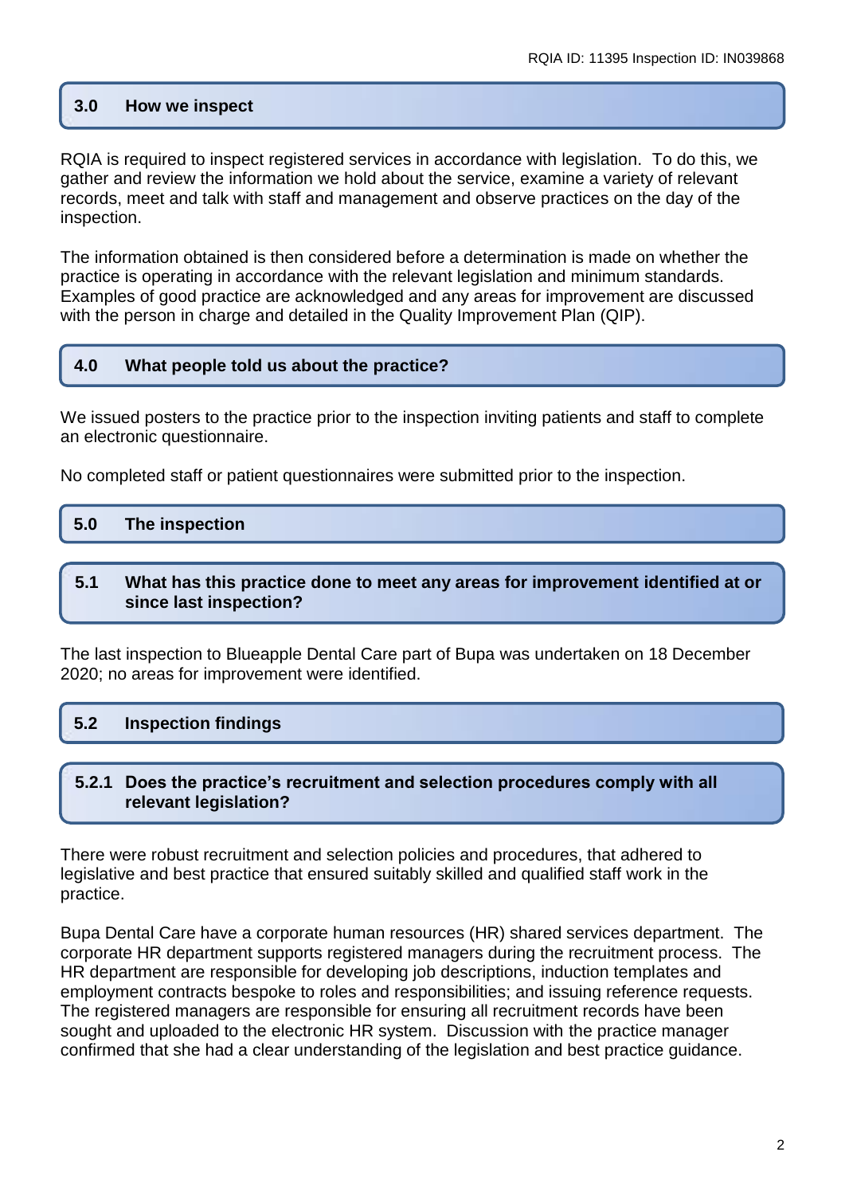## 3.0 How we inspect

RQIA is required to inspect registered services in accordance with legislation. To do this, we gather and review the information we hold about the service, examine a variety of relevant records, meet and talk with staff and management and observe practices on the day of the inspection.

The information obtained is then considered before a determination is made on whether the practice is operating in accordance with the relevant legislation and minimum standards. Examples of good practice are acknowledged and any areas for improvement are discussed with the person in charge and detailed in the Quality Improvement Plan (QIP).

## 4.0 What people told us about the practice?

We issued posters to the practice prior to the inspection inviting patients and staff to complete an electronic questionnaire.

No completed staff or patient questionnaires were submitted prior to the inspection.

## 5.0 The inspection

### 5.1 What has this practice done to meet any areas for improvement identified at or since last inspection?

The last inspection to Blueapple Dental Care part of Bupa was undertaken on 18 December 2020; no areas for improvement were identified.

### 5.2 Inspection findings

#### 5.2.1 Does the practice's recruitment and selection procedures comply with all relevant legislation?

There were robust recruitment and selection policies and procedures, that adhered to legislative and best practice that ensured suitably skilled and qualified staff work in the practice.

Bupa Dental Care have a corporate human resources (HR) shared services department. The corporate HR department supports registered managers during the recruitment process. The HR department are responsible for developing job descriptions, induction templates and employment contracts bespoke to roles and responsibilities; and issuing reference requests. The registered managers are responsible for ensuring all recruitment records have been sought and uploaded to the electronic HR system. Discussion with the practice manager confirmed that she had a clear understanding of the legislation and best practice guidance.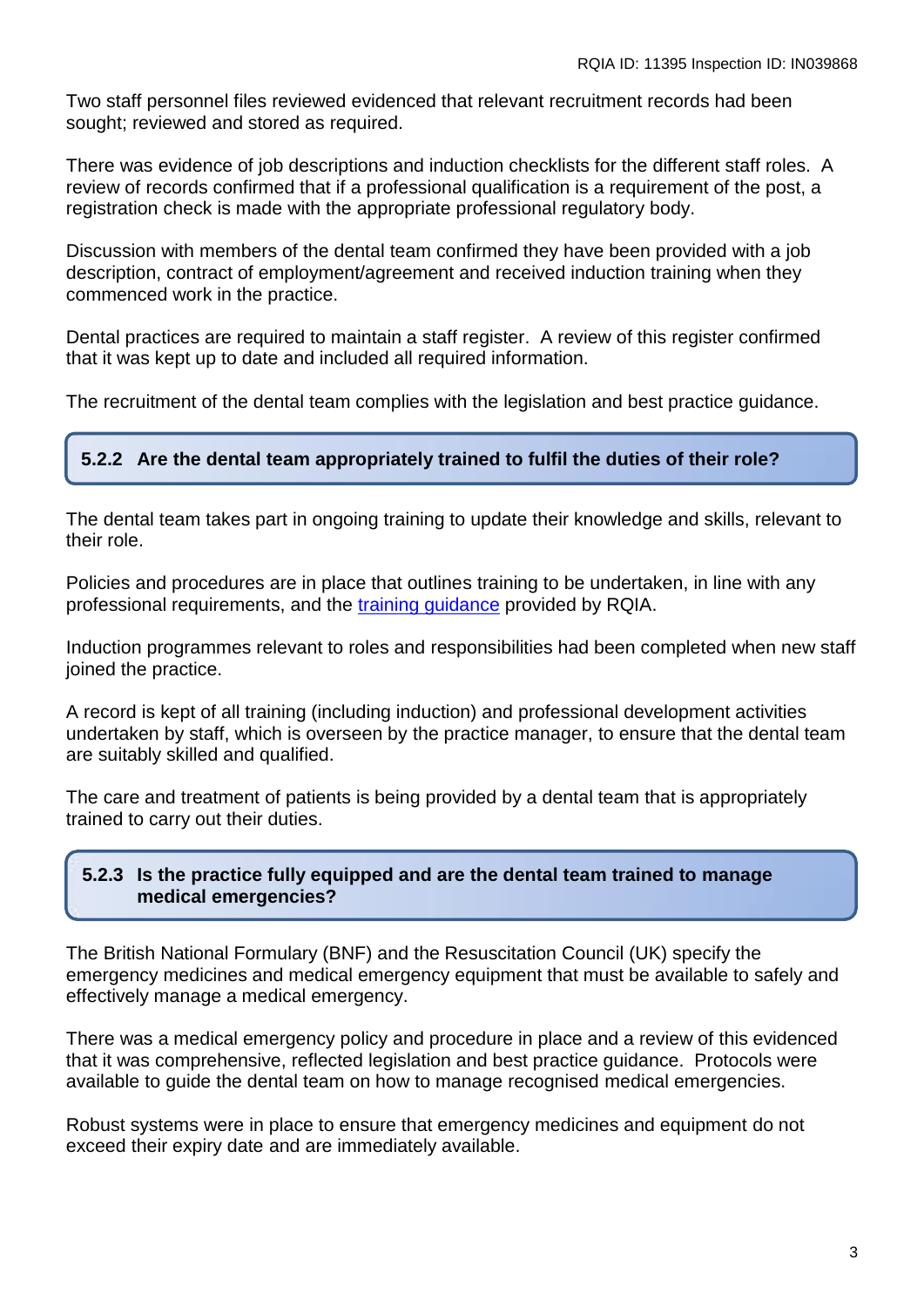Two staff personnel files reviewed evidenced that relevant recruitment records had been sought; reviewed and stored as required.

There was evidence of job descriptions and induction checklists for the different staff roles. A review of records confirmed that if a professional qualification is a requirement of the post, a registration check is made with the appropriate professional regulatory body.

Discussion with members of the dental team confirmed they have been provided with a job description, contract of employment/agreement and received induction training when they commenced work in the practice.

Dental practices are required to maintain a staff register. A review of this register confirmed that it was kept up to date and included all required information.

The recruitment of the dental team complies with the legislation and best practice guidance.

### 5.2.2 Are the dental team appropriately trained to fulfil the duties of their role?

The dental team takes part in ongoing training to update their knowledge and skills, relevant to their role.

Policies and procedures are in place that outlines training to be undertaken, in line with any professional requirements, and the training guidance provided by RQIA.

Induction programmes relevant to roles and responsibilities had been completed when new staff joined the practice.

A record is kept of all training (including induction) and professional development activities undertaken by staff, which is overseen by the practice manager, to ensure that the dental team are suitably skilled and qualified.

The care and treatment of patients is being provided by a dental team that is appropriately trained to carry out their duties.

### 5.2.3 Is the practice fully equipped and are the dental team trained to manage medical emergencies?

The British National Formulary (BNF) and the Resuscitation Council (UK) specify the emergency medicines and medical emergency equipment that must be available to safely and effectively manage a medical emergency.

There was a medical emergency policy and procedure in place and a review of this evidenced that it was comprehensive, reflected legislation and best practice guidance. Protocols were available to guide the dental team on how to manage recognised medical emergencies.

Robust systems were in place to ensure that emergency medicines and equipment do not exceed their expiry date and are immediately available.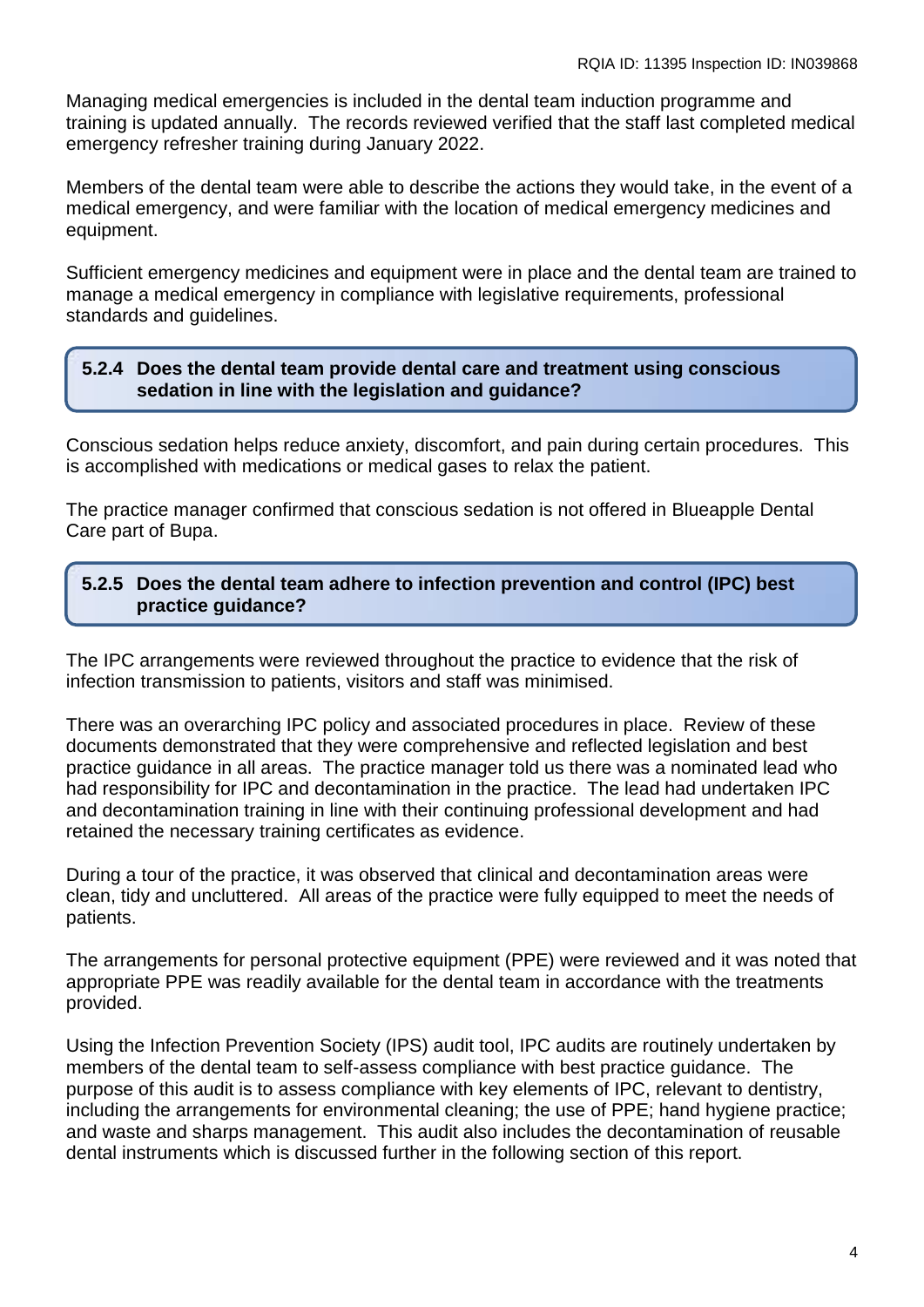Managing medical emergencies is included in the dental team induction programme and training is updated annually. The records reviewed verified that the staff last completed medical emergency refresher training during January 2022.

Members of the dental team were able to describe the actions they would take, in the event of a medical emergency, and were familiar with the location of medical emergency medicines and equipment.

Sufficient emergency medicines and equipment were in place and the dental team are trained to manage a medical emergency in compliance with legislative requirements, professional standards and guidelines.

### 5.2.4 Does the dental team provide dental care and treatment using conscious sedation in line with the legislation and guidance?

Conscious sedation helps reduce anxiety, discomfort, and pain during certain procedures. This is accomplished with medications or medical gases to relax the patient.

The practice manager confirmed that conscious sedation is not offered in Blueapple Dental Care part of Bupa.

### 5.2.5 Does the dental team adhere to infection prevention and control (IPC) best practice guidance?

The IPC arrangements were reviewed throughout the practice to evidence that the risk of infection transmission to patients, visitors and staff was minimised.

There was an overarching IPC policy and associated procedures in place. Review of these documents demonstrated that they were comprehensive and reflected legislation and best practice guidance in all areas. The practice manager told us there was a nominated lead who had responsibility for IPC and decontamination in the practice. The lead had undertaken IPC and decontamination training in line with their continuing professional development and had retained the necessary training certificates as evidence.

During a tour of the practice, it was observed that clinical and decontamination areas were clean, tidy and uncluttered. All areas of the practice were fully equipped to meet the needs of patients.

The arrangements for personal protective equipment (PPE) were reviewed and it was noted that appropriate PPE was readily available for the dental team in accordance with the treatments provided.

Using the Infection Prevention Society (IPS) audit tool, IPC audits are routinely undertaken by members of the dental team to self-assess compliance with best practice guidance. The purpose of this audit is to assess compliance with key elements of IPC, relevant to dentistry, including the arrangements for environmental cleaning; the use of PPE; hand hygiene practice; and waste and sharps management. This audit also includes the decontamination of reusable dental instruments which is discussed further in the following section of this report.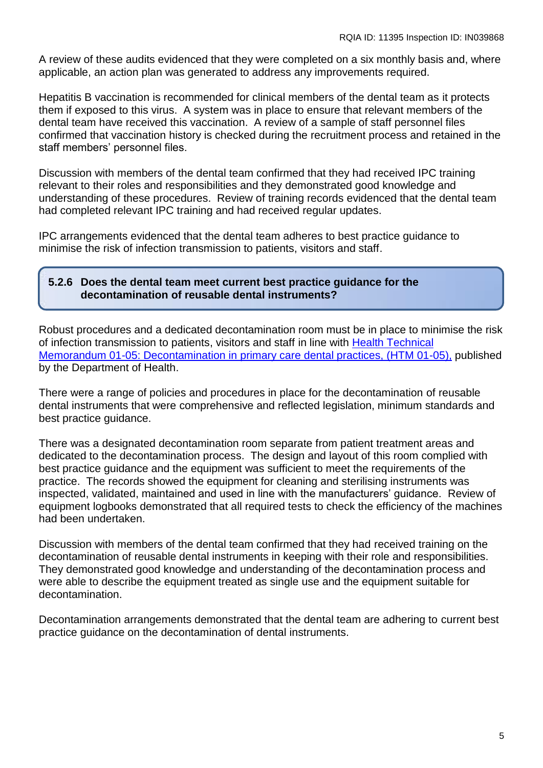A review of these audits evidenced that they were completed on a six monthly basis and, where applicable, an action plan was generated to address any improvements required.

Hepatitis B vaccination is recommended for clinical members of the dental team as it protects them if exposed to this virus. A system was in place to ensure that relevant members of the dental team have received this vaccination. A review of a sample of staff personnel files confirmed that vaccination history is checked during the recruitment process and retained in the staff members' personnel files.

Discussion with members of the dental team confirmed that they had received IPC training relevant to their roles and responsibilities and they demonstrated good knowledge and understanding of these procedures. Review of training records evidenced that the dental team had completed relevant IPC training and had received regular updates.

IPC arrangements evidenced that the dental team adheres to best practice guidance to minimise the risk of infection transmission to patients, visitors and staff.

### 5.2.6 Does the dental team meet current best practice guidance for the decontamination of reusable dental instruments?

Robust procedures and a dedicated decontamination room must be in place to minimise the risk of infection transmission to patients, visitors and staff in line with Health Technical Memorandum 01-05: Decontamination in primary care dental practices, (HTM 01-05), published by the Department of Health.

There were a range of policies and procedures in place for the decontamination of reusable dental instruments that were comprehensive and reflected legislation, minimum standards and best practice guidance.

There was a designated decontamination room separate from patient treatment areas and dedicated to the decontamination process. The design and layout of this room complied with best practice guidance and the equipment was sufficient to meet the requirements of the practice. The records showed the equipment for cleaning and sterilising instruments was inspected, validated, maintained and used in line with the manufacturers' guidance. Review of equipment logbooks demonstrated that all required tests to check the efficiency of the machines had been undertaken.

Discussion with members of the dental team confirmed that they had received training on the decontamination of reusable dental instruments in keeping with their role and responsibilities. They demonstrated good knowledge and understanding of the decontamination process and were able to describe the equipment treated as single use and the equipment suitable for decontamination.

Decontamination arrangements demonstrated that the dental team are adhering to current best practice guidance on the decontamination of dental instruments.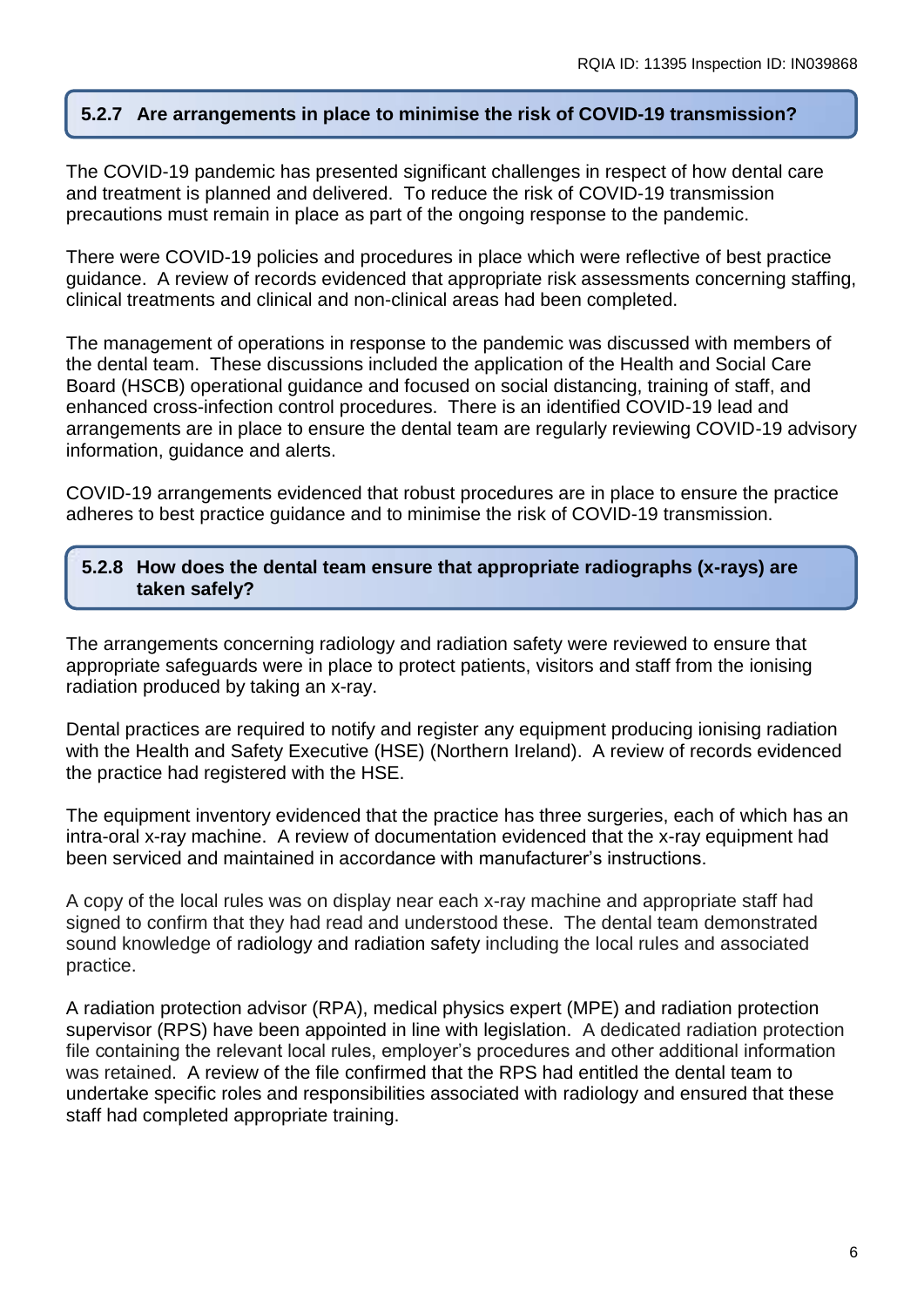### 5.2.7 Are arrangements in place to minimise the risk of COVID-19 transmission?

The COVID-19 pandemic has presented significant challenges in respect of how dental care and treatment is planned and delivered. To reduce the risk of COVID-19 transmission precautions must remain in place as part of the ongoing response to the pandemic.

There were COVID-19 policies and procedures in place which were reflective of best practice guidance. A review of records evidenced that appropriate risk assessments concerning staffing, clinical treatments and clinical and non-clinical areas had been completed.

The management of operations in response to the pandemic was discussed with members of the dental team. These discussions included the application of the Health and Social Care Board (HSCB) operational guidance and focused on social distancing, training of staff, and enhanced cross-infection control procedures. There is an identified COVID-19 lead and arrangements are in place to ensure the dental team are regularly reviewing COVID-19 advisory information, guidance and alerts.

COVID-19 arrangements evidenced that robust procedures are in place to ensure the practice adheres to best practice guidance and to minimise the risk of COVID-19 transmission.

### 5.2.8 How does the dental team ensure that appropriate radiographs (x-rays) are taken safely?

The arrangements concerning radiology and radiation safety were reviewed to ensure that appropriate safeguards were in place to protect patients, visitors and staff from the ionising radiation produced by taking an x-ray.

Dental practices are required to notify and register any equipment producing ionising radiation with the Health and Safety Executive (HSE) (Northern Ireland). A review of records evidenced the practice had registered with the HSE.

The equipment inventory evidenced that the practice has three surgeries, each of which has an intra-oral x-ray machine. A review of documentation evidenced that the x-ray equipment had been serviced and maintained in accordance with manufacturer's instructions.

A copy of the local rules was on display near each x-ray machine and appropriate staff had signed to confirm that they had read and understood these. The dental team demonstrated sound knowledge of radiology and radiation safety including the local rules and associated practice.

A radiation protection advisor (RPA), medical physics expert (MPE) and radiation protection supervisor (RPS) have been appointed in line with legislation. A dedicated radiation protection file containing the relevant local rules, employer's procedures and other additional information was retained. A review of the file confirmed that the RPS had entitled the dental team to undertake specific roles and responsibilities associated with radiology and ensured that these staff had completed appropriate training.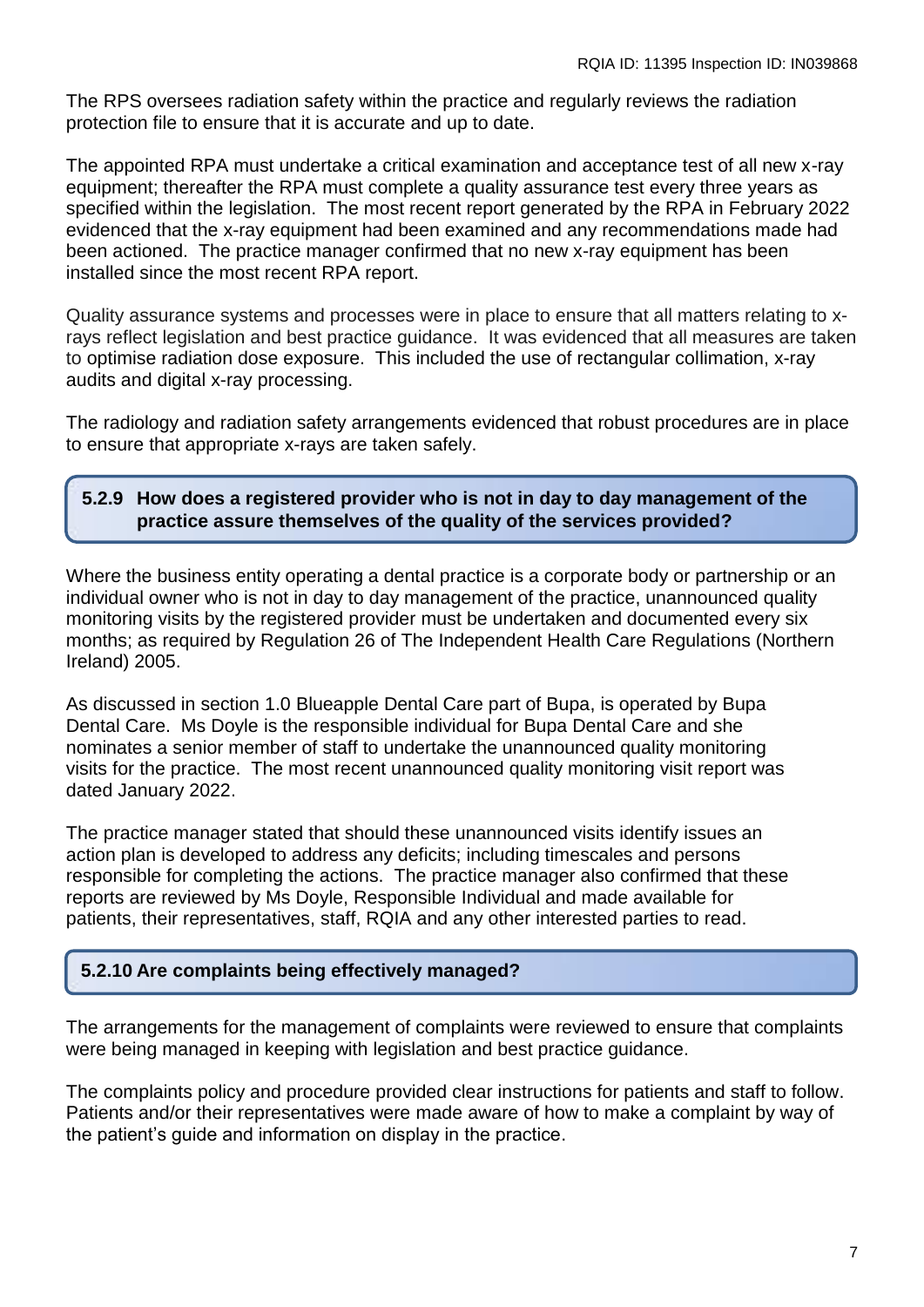The RPS oversees radiation safety within the practice and regularly reviews the radiation protection file to ensure that it is accurate and up to date.

The appointed RPA must undertake a critical examination and acceptance test of all new x-ray equipment; thereafter the RPA must complete a quality assurance test every three years as specified within the legislation. The most recent report generated by the RPA in February 2022 evidenced that the x-ray equipment had been examined and any recommendations made had been actioned. The practice manager confirmed that no new x-ray equipment has been installed since the most recent RPA report.

Quality assurance systems and processes were in place to ensure that all matters relating to x-rays reflect legislation and best practice guidance. It was evidenced that all measures are taken to optimise radiation dose exposure. This included the use of rectangular collimation, x-ray audits and digital x-ray processing.

The radiology and radiation safety arrangements evidenced that robust procedures are in place to ensure that appropriate x-rays are taken safely.

### 5.2.9 How does a registered provider who is not in day to day management of the practice assure themselves of the quality of the services provided?

Where the business entity operating a dental practice is a corporate body or partnership or an individual owner who is not in day to day management of the practice, unannounced quality monitoring visits by the registered provider must be undertaken and documented every six months; as required by Regulation 26 of The Independent Health Care Regulations (Northern Ireland) 2005.

As discussed in section 1.0 Blueapple Dental Care part of Bupa, is operated by Bupa Dental Care. Ms Doyle is the responsible individual for Bupa Dental Care and she nominates a senior member of staff to undertake the unannounced quality monitoring visits for the practice. The most recent unannounced quality monitoring visit report was dated January 2022.

The practice manager stated that should these unannounced visits identify issues an action plan is developed to address any deficits; including timescales and persons responsible for completing the actions. The practice manager also confirmed that these reports are reviewed by Ms Doyle, Responsible Individual and made available for patients, their representatives, staff, RQIA and any other interested parties to read.

### 5.2.10 Are complaints being effectively managed?

The arrangements for the management of complaints were reviewed to ensure that complaints were being managed in keeping with legislation and best practice guidance.

The complaints policy and procedure provided clear instructions for patients and staff to follow. Patients and/or their representatives were made aware of how to make a complaint by way of the patient's guide and information on display in the practice.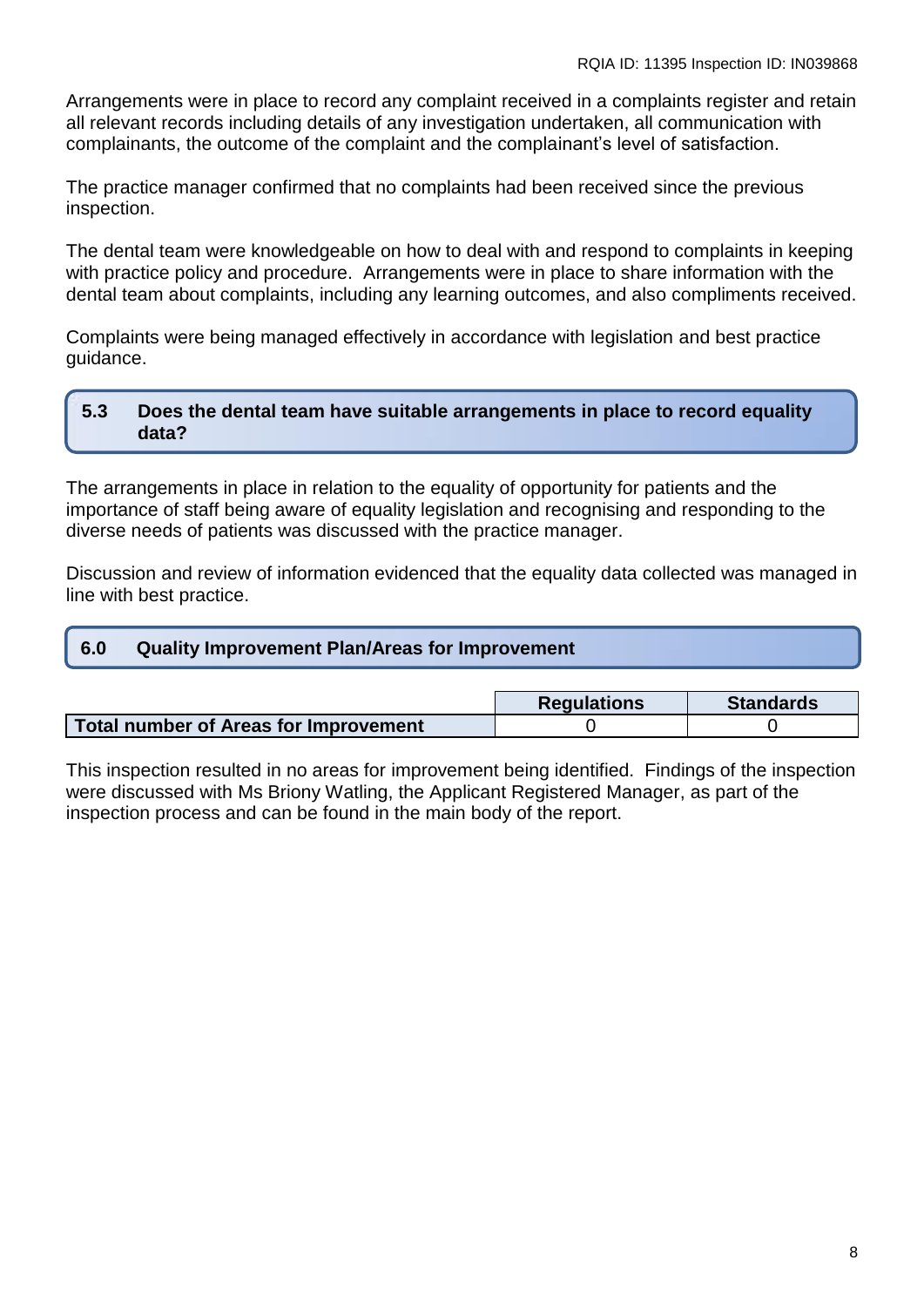Arrangements were in place to record any complaint received in a complaints register and retain all relevant records including details of any investigation undertaken, all communication with complainants, the outcome of the complaint and the complainant's level of satisfaction.

The practice manager confirmed that no complaints had been received since the previous inspection.

The dental team were knowledgeable on how to deal with and respond to complaints in keeping with practice policy and procedure. Arrangements were in place to share information with the dental team about complaints, including any learning outcomes, and also compliments received.

Complaints were being managed effectively in accordance with legislation and best practice guidance.

### 5.3 Does the dental team have suitable arrangements in place to record equality data?

The arrangements in place in relation to the equality of opportunity for patients and the importance of staff being aware of equality legislation and recognising and responding to the diverse needs of patients was discussed with the practice manager.

Discussion and review of information evidenced that the equality data collected was managed in line with best practice.

## 6.0 Quality Improvement Plan/Areas for Improvement

| | Regulations | Standards |
|---|---|---|
| **Total number of Areas for Improvement** | 0 | 0 |

This inspection resulted in no areas for improvement being identified. Findings of the inspection were discussed with Ms Briony Watling, the Applicant Registered Manager, as part of the inspection process and can be found in the main body of the report.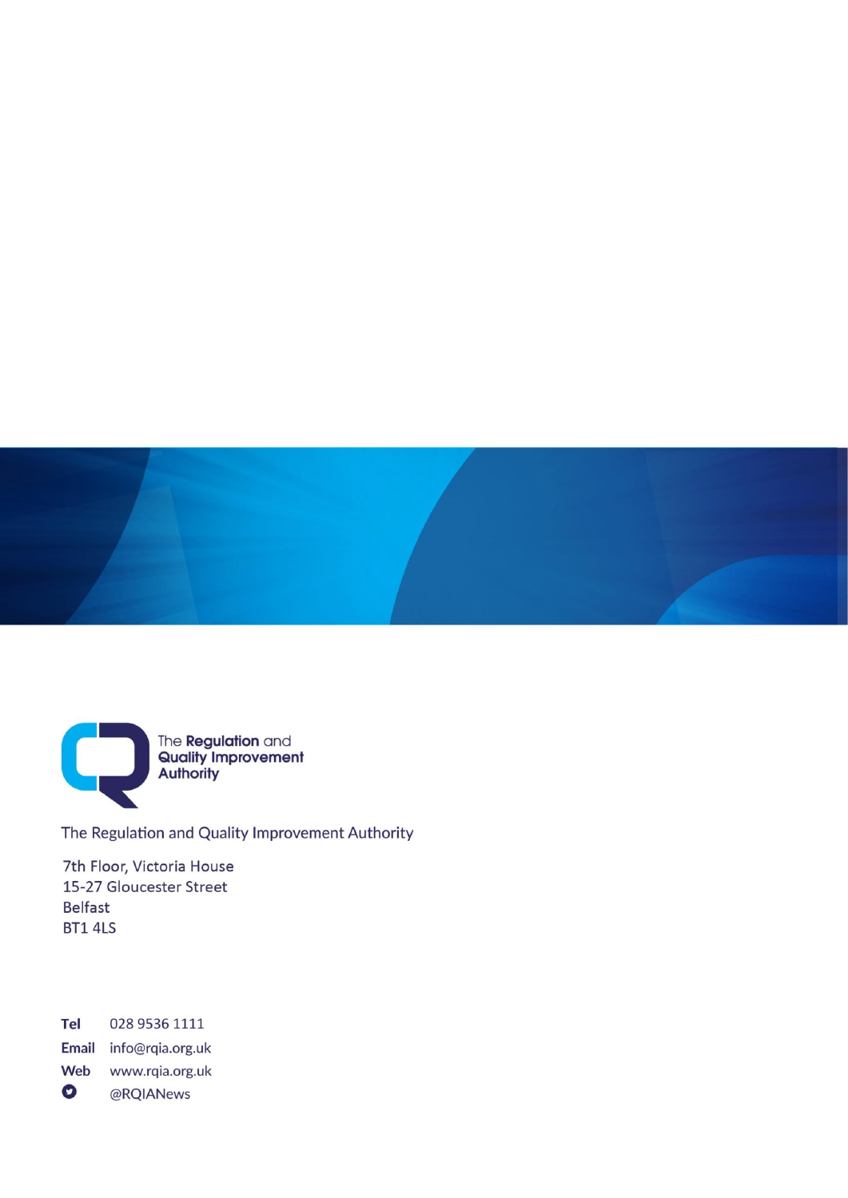The Regulation and Quality Improvement Authority

The Regulation and Quality Improvement Authority

7th Floor, Victoria House
15-27 Gloucester Street
Belfast
BT1 4LS

**Tel** 028 9536 1111
**Email** info@rqia.org.uk
**Web** www.rqia.org.uk
@RQIANews